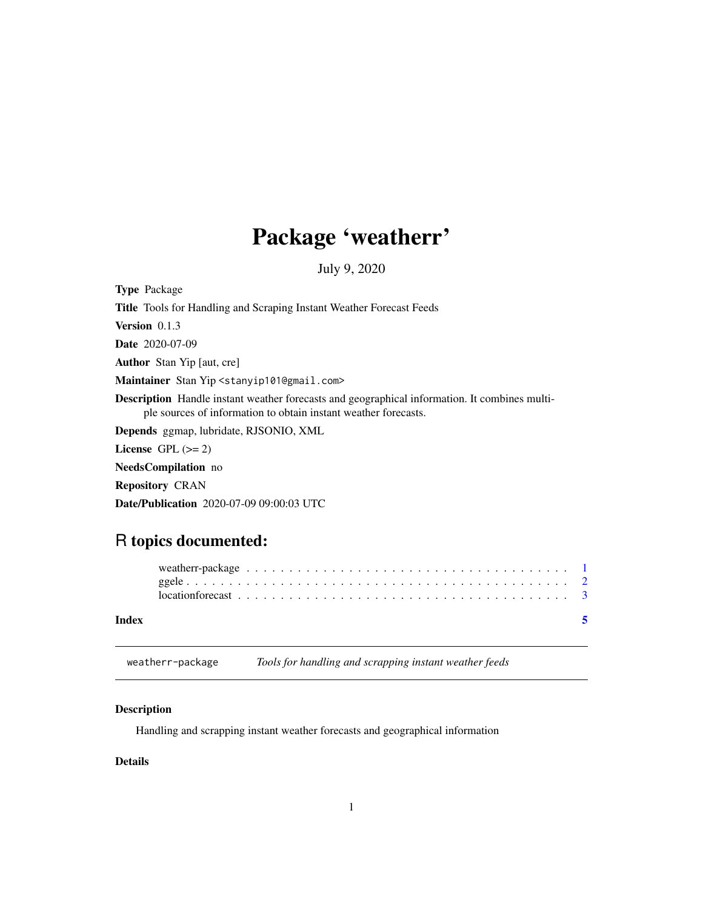# Package 'weatherr'

July 9, 2020

**Type** Package

**Title** Tools for Handling and Scraping Instant Weather Forecast Feeds

**Version** 0.1.3

**Date** 2020-07-09

**Author** Stan Yip [aut, cre]

**Maintainer** Stan Yip <stanyip101@gmail.com>

**Description** Handle instant weather forecasts and geographical information. It combines multiple sources of information to obtain instant weather forecasts.

**Depends** ggmap, lubridate, RJSONIO, XML

**License** GPL (>= 2)

**NeedsCompilation** no

**Repository** CRAN

**Date/Publication** 2020-07-09 09:00:03 UTC

## R topics documented:

- weatherr-package . . . . . . . . . . . . . . . . . . . . . . . . . . . . . . . . . . . . . . 1
- ggele . . . . . . . . . . . . . . . . . . . . . . . . . . . . . . . . . . . . . . . . . . . . . 2
- locationforecast . . . . . . . . . . . . . . . . . . . . . . . . . . . . . . . . . . . . . . . 3

**Index** **5**

---

`weatherr-package` *Tools for handling and scrapping instant weather feeds*

---

### Description

Handling and scrapping instant weather forecasts and geographical information

### Details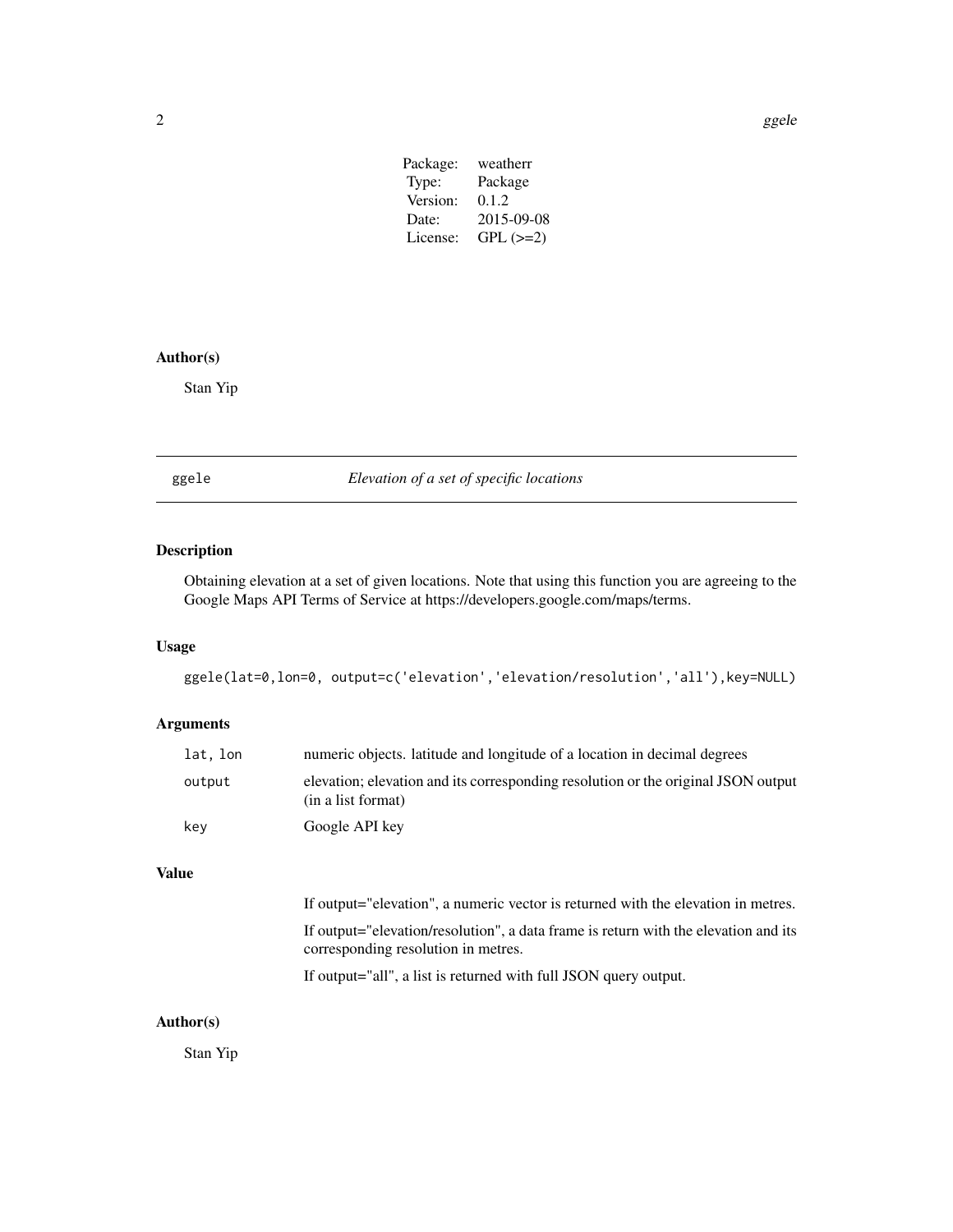| Package: | weatherr |
| --- | --- |
| Type: | Package |
| Version: | 0.1.2 |
| Date: | 2015-09-08 |
| License: | GPL (>=2) |

### Author(s)

Stan Yip

---

## ggele — *Elevation of a set of specific locations*

---

### Description

Obtaining elevation at a set of given locations. Note that using this function you are agreeing to the Google Maps API Terms of Service at https://developers.google.com/maps/terms.

### Usage

```
ggele(lat=0,lon=0, output=c('elevation','elevation/resolution','all'),key=NULL)
```

### Arguments

| | |
| --- | --- |
| `lat, lon` | numeric objects. latitude and longitude of a location in decimal degrees |
| `output` | elevation; elevation and its corresponding resolution or the original JSON output (in a list format) |
| `key` | Google API key |

### Value

If output="elevation", a numeric vector is returned with the elevation in metres.

If output="elevation/resolution", a data frame is return with the elevation and its corresponding resolution in metres.

If output="all", a list is returned with full JSON query output.

### Author(s)

Stan Yip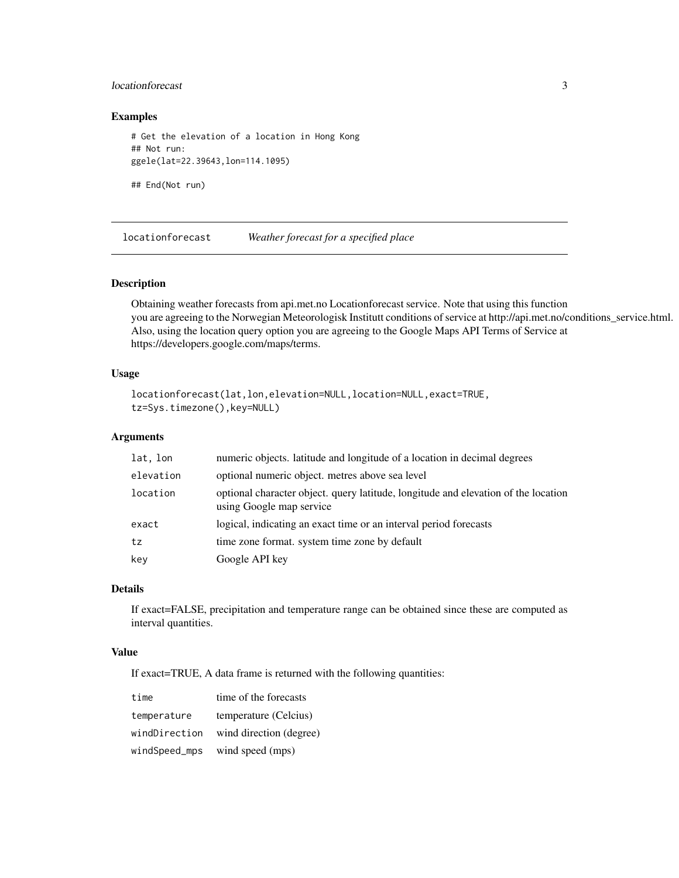## Examples

```
# Get the elevation of a location in Hong Kong
## Not run:
ggele(lat=22.39643,lon=114.1095)

## End(Not run)
```

---

## locationforecast *Weather forecast for a specified place*

---

### Description

Obtaining weather forecasts from api.met.no Locationforecast service. Note that using this function you are agreeing to the Norwegian Meteorologisk Institutt conditions of service at http://api.met.no/conditions_service.html. Also, using the location query option you are agreeing to the Google Maps API Terms of Service at https://developers.google.com/maps/terms.

### Usage

```
locationforecast(lat,lon,elevation=NULL,location=NULL,exact=TRUE,
tz=Sys.timezone(),key=NULL)
```

### Arguments

| | |
|---|---|
| `lat, lon` | numeric objects. latitude and longitude of a location in decimal degrees |
| `elevation` | optional numeric object. metres above sea level |
| `location` | optional character object. query latitude, longitude and elevation of the location using Google map service |
| `exact` | logical, indicating an exact time or an interval period forecasts |
| `tz` | time zone format. system time zone by default |
| `key` | Google API key |

### Details

If exact=FALSE, precipitation and temperature range can be obtained since these are computed as interval quantities.

### Value

If exact=TRUE, A data frame is returned with the following quantities:

| | |
|---|---|
| `time` | time of the forecasts |
| `temperature` | temperature (Celcius) |
| `windDirection` | wind direction (degree) |
| `windSpeed_mps` | wind speed (mps) |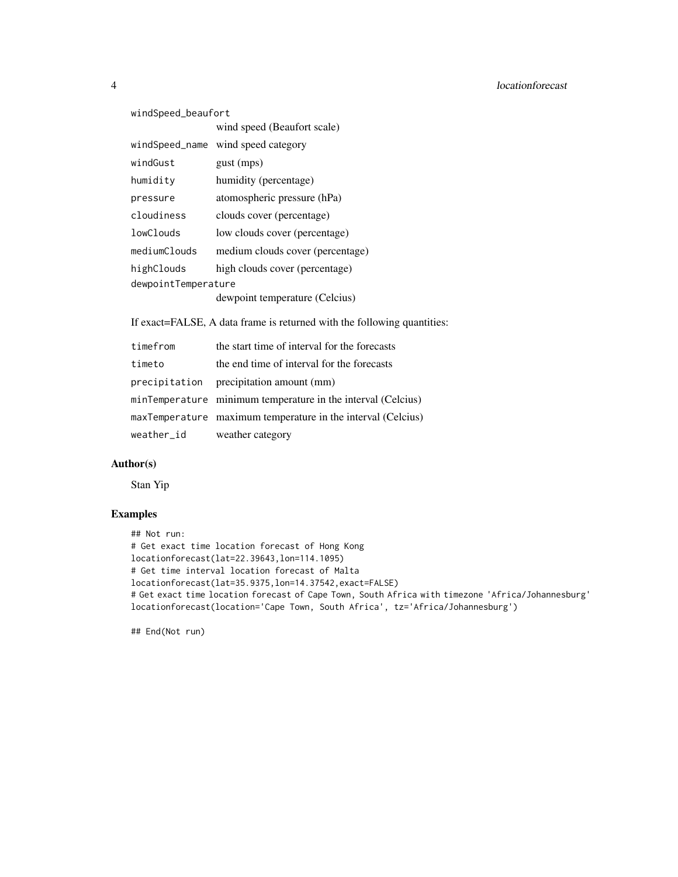| | |
|---|---|
| windSpeed_beaufort | wind speed (Beaufort scale) |
| windSpeed_name | wind speed category |
| windGust | gust (mps) |
| humidity | humidity (percentage) |
| pressure | atomospheric pressure (hPa) |
| cloudiness | clouds cover (percentage) |
| lowClouds | low clouds cover (percentage) |
| mediumClouds | medium clouds cover (percentage) |
| highClouds | high clouds cover (percentage) |
| dewpointTemperature | dewpoint temperature (Celcius) |

If exact=FALSE, A data frame is returned with the following quantities:

| | |
|---|---|
| timefrom | the start time of interval for the forecasts |
| timeto | the end time of interval for the forecasts |
| precipitation | precipitation amount (mm) |
| minTemperature | minimum temperature in the interval (Celcius) |
| maxTemperature | maximum temperature in the interval (Celcius) |
| weather_id | weather category |

## Author(s)

Stan Yip

## Examples

```
## Not run:
# Get exact time location forecast of Hong Kong
locationforecast(lat=22.39643,lon=114.1095)
# Get time interval location forecast of Malta
locationforecast(lat=35.9375,lon=14.37542,exact=FALSE)
# Get exact time location forecast of Cape Town, South Africa with timezone 'Africa/Johannesburg'
locationforecast(location='Cape Town, South Africa', tz='Africa/Johannesburg')

## End(Not run)
```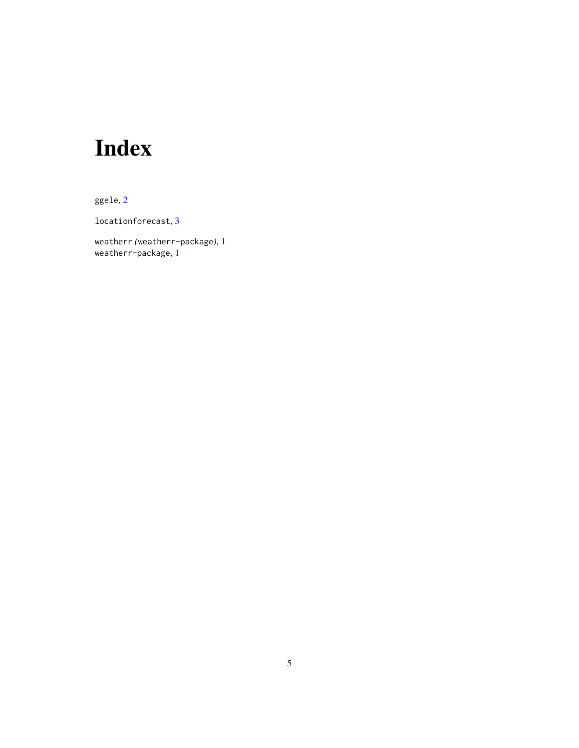# Index

ggele, 2

locationforecast, 3

weatherr (weatherr-package), 1
weatherr-package, 1